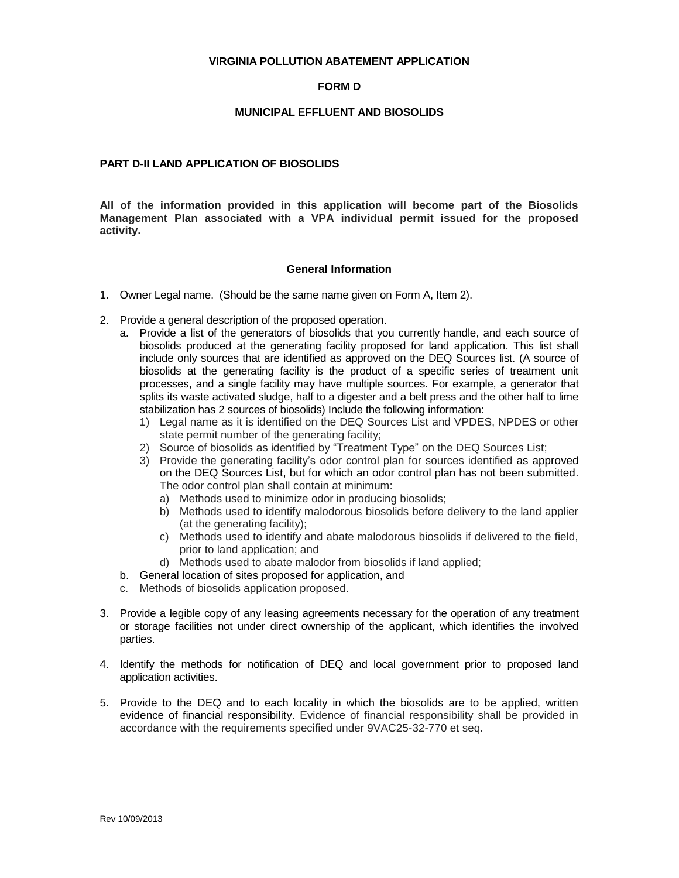# VIRGINIA POLLUTION ABATEMENT APPLICATION

# FORM D

# MUNICIPAL EFFLUENT AND BIOSOLIDS

## PART D-II LAND APPLICATION OF BIOSOLIDS

**All of the information provided in this application will become part of the Biosolids Management Plan associated with a VPA individual permit issued for the proposed activity.**

### General Information

1. Owner Legal name. (Should be the same name given on Form A, Item 2).

2. Provide a general description of the proposed operation.
   a. Provide a list of the generators of biosolids that you currently handle, and each source of biosolids produced at the generating facility proposed for land application. This list shall include only sources that are identified as approved on the DEQ Sources list. (A source of biosolids at the generating facility is the product of a specific series of treatment unit processes, and a single facility may have multiple sources. For example, a generator that splits its waste activated sludge, half to a digester and a belt press and the other half to lime stabilization has 2 sources of biosolids) Include the following information:
      1) Legal name as it is identified on the DEQ Sources List and VPDES, NPDES or other state permit number of the generating facility;
      2) Source of biosolids as identified by "Treatment Type" on the DEQ Sources List;
      3) Provide the generating facility's odor control plan for sources identified as approved on the DEQ Sources List, but for which an odor control plan has not been submitted. The odor control plan shall contain at minimum:
         a) Methods used to minimize odor in producing biosolids;
         b) Methods used to identify malodorous biosolids before delivery to the land applier (at the generating facility);
         c) Methods used to identify and abate malodorous biosolids if delivered to the field, prior to land application; and
         d) Methods used to abate malodor from biosolids if land applied;
   b. General location of sites proposed for application, and
   c. Methods of biosolids application proposed.

3. Provide a legible copy of any leasing agreements necessary for the operation of any treatment or storage facilities not under direct ownership of the applicant, which identifies the involved parties.

4. Identify the methods for notification of DEQ and local government prior to proposed land application activities.

5. Provide to the DEQ and to each locality in which the biosolids are to be applied, written evidence of financial responsibility. Evidence of financial responsibility shall be provided in accordance with the requirements specified under 9VAC25-32-770 et seq.

Rev 10/09/2013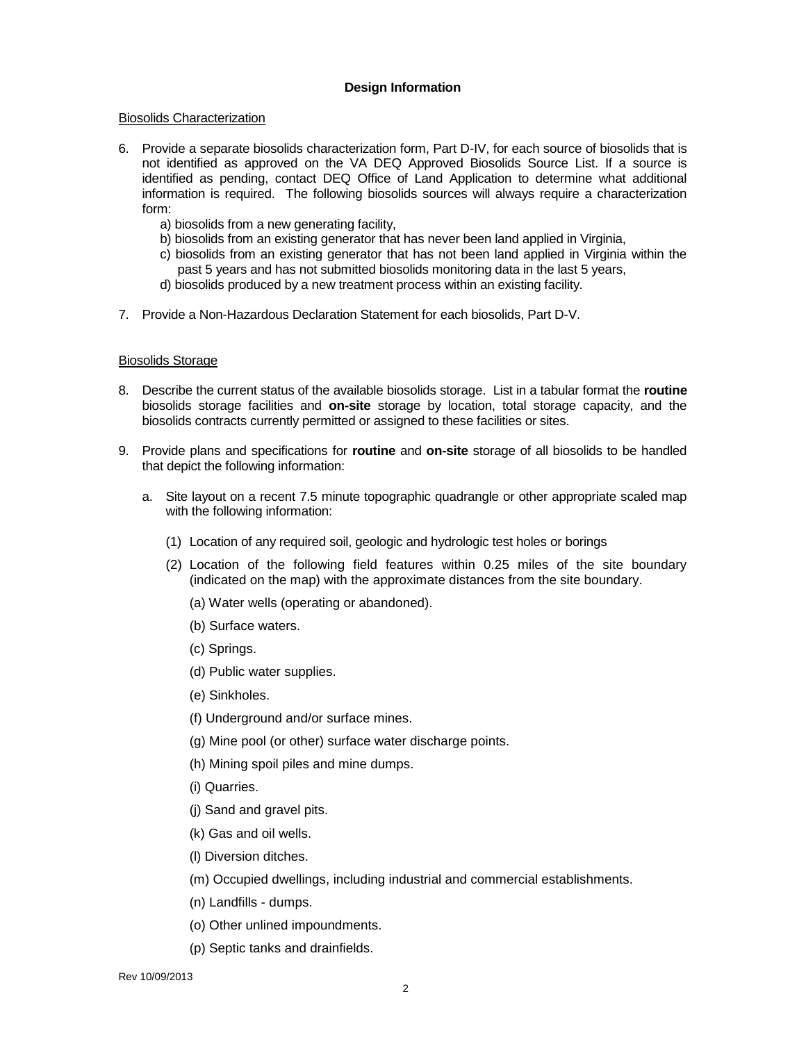## Design Information

Biosolids Characterization

6. Provide a separate biosolids characterization form, Part D-IV, for each source of biosolids that is not identified as approved on the VA DEQ Approved Biosolids Source List. If a source is identified as pending, contact DEQ Office of Land Application to determine what additional information is required. The following biosolids sources will always require a characterization form:
   - a) biosolids from a new generating facility,
   - b) biosolids from an existing generator that has never been land applied in Virginia,
   - c) biosolids from an existing generator that has not been land applied in Virginia within the past 5 years and has not submitted biosolids monitoring data in the last 5 years,
   - d) biosolids produced by a new treatment process within an existing facility.

7. Provide a Non-Hazardous Declaration Statement for each biosolids, Part D-V.

Biosolids Storage

8. Describe the current status of the available biosolids storage. List in a tabular format the **routine** biosolids storage facilities and **on-site** storage by location, total storage capacity, and the biosolids contracts currently permitted or assigned to these facilities or sites.

9. Provide plans and specifications for **routine** and **on-site** storage of all biosolids to be handled that depict the following information:

   a. Site layout on a recent 7.5 minute topographic quadrangle or other appropriate scaled map with the following information:

      (1) Location of any required soil, geologic and hydrologic test holes or borings

      (2) Location of the following field features within 0.25 miles of the site boundary (indicated on the map) with the approximate distances from the site boundary.

         (a) Water wells (operating or abandoned).

         (b) Surface waters.

         (c) Springs.

         (d) Public water supplies.

         (e) Sinkholes.

         (f) Underground and/or surface mines.

         (g) Mine pool (or other) surface water discharge points.

         (h) Mining spoil piles and mine dumps.

         (i) Quarries.

         (j) Sand and gravel pits.

         (k) Gas and oil wells.

         (l) Diversion ditches.

         (m) Occupied dwellings, including industrial and commercial establishments.

         (n) Landfills - dumps.

         (o) Other unlined impoundments.

         (p) Septic tanks and drainfields.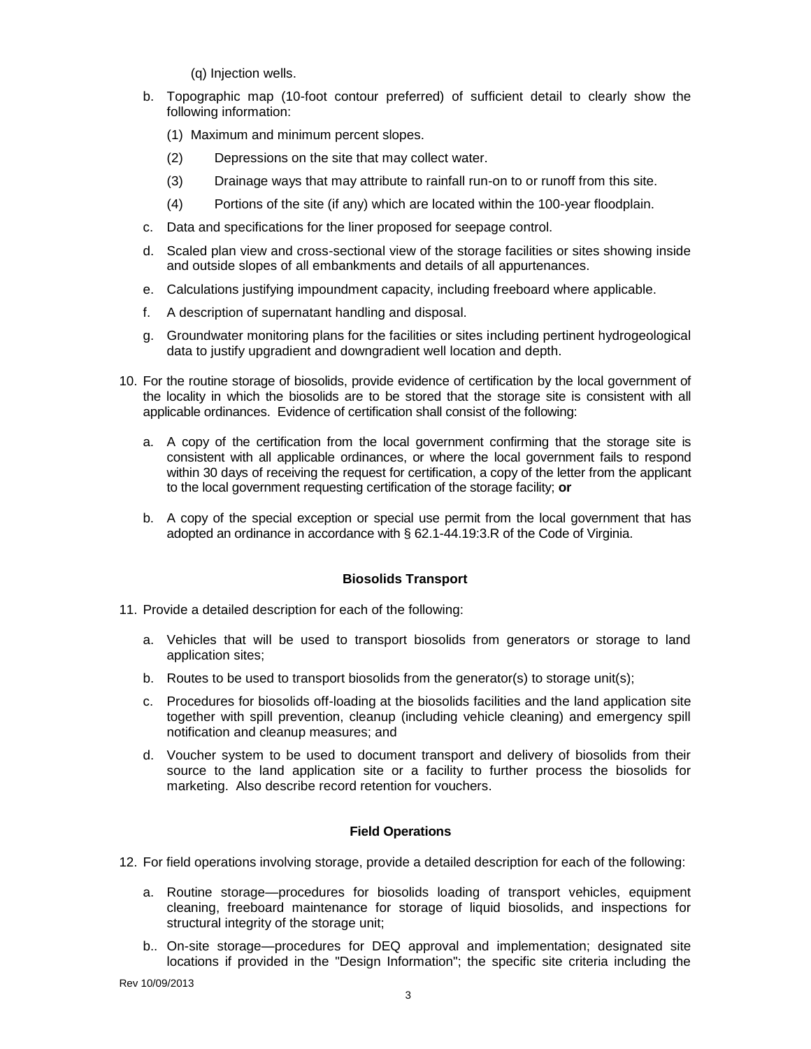(q) Injection wells.

b. Topographic map (10-foot contour preferred) of sufficient detail to clearly show the following information:

   (1) Maximum and minimum percent slopes.

   (2) Depressions on the site that may collect water.

   (3) Drainage ways that may attribute to rainfall run-on to or runoff from this site.

   (4) Portions of the site (if any) which are located within the 100-year floodplain.

c. Data and specifications for the liner proposed for seepage control.

d. Scaled plan view and cross-sectional view of the storage facilities or sites showing inside and outside slopes of all embankments and details of all appurtenances.

e. Calculations justifying impoundment capacity, including freeboard where applicable.

f. A description of supernatant handling and disposal.

g. Groundwater monitoring plans for the facilities or sites including pertinent hydrogeological data to justify upgradient and downgradient well location and depth.

10. For the routine storage of biosolids, provide evidence of certification by the local government of the locality in which the biosolids are to be stored that the storage site is consistent with all applicable ordinances. Evidence of certification shall consist of the following:

    a. A copy of the certification from the local government confirming that the storage site is consistent with all applicable ordinances, or where the local government fails to respond within 30 days of receiving the request for certification, a copy of the letter from the applicant to the local government requesting certification of the storage facility; **or**

    b. A copy of the special exception or special use permit from the local government that has adopted an ordinance in accordance with § 62.1-44.19:3.R of the Code of Virginia.

### Biosolids Transport

11. Provide a detailed description for each of the following:

    a. Vehicles that will be used to transport biosolids from generators or storage to land application sites;

    b. Routes to be used to transport biosolids from the generator(s) to storage unit(s);

    c. Procedures for biosolids off-loading at the biosolids facilities and the land application site together with spill prevention, cleanup (including vehicle cleaning) and emergency spill notification and cleanup measures; and

    d. Voucher system to be used to document transport and delivery of biosolids from their source to the land application site or a facility to further process the biosolids for marketing. Also describe record retention for vouchers.

### Field Operations

12. For field operations involving storage, provide a detailed description for each of the following:

    a. Routine storage—procedures for biosolids loading of transport vehicles, equipment cleaning, freeboard maintenance for storage of liquid biosolids, and inspections for structural integrity of the storage unit;

    b.. On-site storage—procedures for DEQ approval and implementation; designated site locations if provided in the "Design Information"; the specific site criteria including the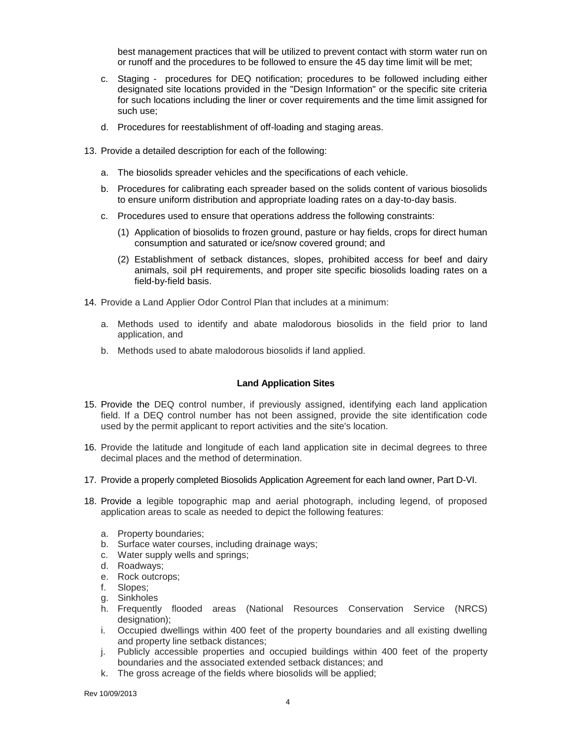best management practices that will be utilized to prevent contact with storm water run on or runoff and the procedures to be followed to ensure the 45 day time limit will be met;

c. Staging - procedures for DEQ notification; procedures to be followed including either designated site locations provided in the "Design Information" or the specific site criteria for such locations including the liner or cover requirements and the time limit assigned for such use;

d. Procedures for reestablishment of off-loading and staging areas.

13. Provide a detailed description for each of the following:

    a. The biosolids spreader vehicles and the specifications of each vehicle.

    b. Procedures for calibrating each spreader based on the solids content of various biosolids to ensure uniform distribution and appropriate loading rates on a day-to-day basis.

    c. Procedures used to ensure that operations address the following constraints:

        (1) Application of biosolids to frozen ground, pasture or hay fields, crops for direct human consumption and saturated or ice/snow covered ground; and

        (2) Establishment of setback distances, slopes, prohibited access for beef and dairy animals, soil pH requirements, and proper site specific biosolids loading rates on a field-by-field basis.

14. Provide a Land Applier Odor Control Plan that includes at a minimum:

    a. Methods used to identify and abate malodorous biosolids in the field prior to land application, and

    b. Methods used to abate malodorous biosolids if land applied.

**Land Application Sites**

15. Provide the DEQ control number, if previously assigned, identifying each land application field. If a DEQ control number has not been assigned, provide the site identification code used by the permit applicant to report activities and the site's location.

16. Provide the latitude and longitude of each land application site in decimal degrees to three decimal places and the method of determination.

17. Provide a properly completed Biosolids Application Agreement for each land owner, Part D-VI.

18. Provide a legible topographic map and aerial photograph, including legend, of proposed application areas to scale as needed to depict the following features:

    a. Property boundaries;
    b. Surface water courses, including drainage ways;
    c. Water supply wells and springs;
    d. Roadways;
    e. Rock outcrops;
    f. Slopes;
    g. Sinkholes
    h. Frequently flooded areas (National Resources Conservation Service (NRCS) designation);
    i. Occupied dwellings within 400 feet of the property boundaries and all existing dwelling and property line setback distances;
    j. Publicly accessible properties and occupied buildings within 400 feet of the property boundaries and the associated extended setback distances; and
    k. The gross acreage of the fields where biosolids will be applied;

Rev 10/09/2013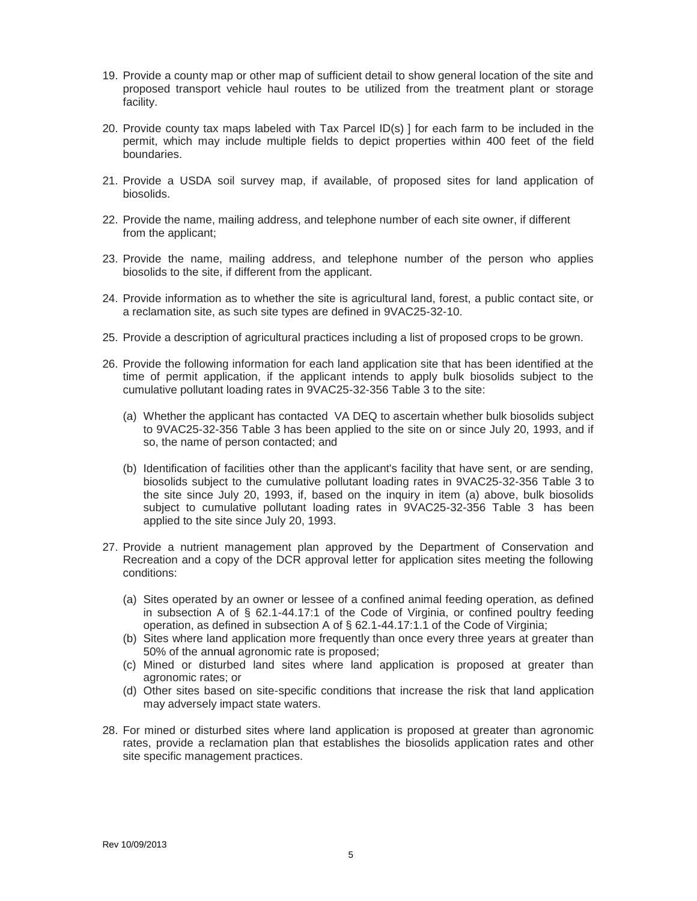19. Provide a county map or other map of sufficient detail to show general location of the site and proposed transport vehicle haul routes to be utilized from the treatment plant or storage facility.

20. Provide county tax maps labeled with Tax Parcel ID(s) ] for each farm to be included in the permit, which may include multiple fields to depict properties within 400 feet of the field boundaries.

21. Provide a USDA soil survey map, if available, of proposed sites for land application of biosolids.

22. Provide the name, mailing address, and telephone number of each site owner, if different from the applicant;

23. Provide the name, mailing address, and telephone number of the person who applies biosolids to the site, if different from the applicant.

24. Provide information as to whether the site is agricultural land, forest, a public contact site, or a reclamation site, as such site types are defined in 9VAC25-32-10.

25. Provide a description of agricultural practices including a list of proposed crops to be grown.

26. Provide the following information for each land application site that has been identified at the time of permit application, if the applicant intends to apply bulk biosolids subject to the cumulative pollutant loading rates in 9VAC25-32-356 Table 3 to the site:

    (a) Whether the applicant has contacted VA DEQ to ascertain whether bulk biosolids subject to 9VAC25-32-356 Table 3 has been applied to the site on or since July 20, 1993, and if so, the name of person contacted; and

    (b) Identification of facilities other than the applicant's facility that have sent, or are sending, biosolids subject to the cumulative pollutant loading rates in 9VAC25-32-356 Table 3 to the site since July 20, 1993, if, based on the inquiry in item (a) above, bulk biosolids subject to cumulative pollutant loading rates in 9VAC25-32-356 Table 3 has been applied to the site since July 20, 1993.

27. Provide a nutrient management plan approved by the Department of Conservation and Recreation and a copy of the DCR approval letter for application sites meeting the following conditions:

    (a) Sites operated by an owner or lessee of a confined animal feeding operation, as defined in subsection A of § 62.1-44.17:1 of the Code of Virginia, or confined poultry feeding operation, as defined in subsection A of § 62.1-44.17:1.1 of the Code of Virginia;
    (b) Sites where land application more frequently than once every three years at greater than 50% of the annual agronomic rate is proposed;
    (c) Mined or disturbed land sites where land application is proposed at greater than agronomic rates; or
    (d) Other sites based on site-specific conditions that increase the risk that land application may adversely impact state waters.

28. For mined or disturbed sites where land application is proposed at greater than agronomic rates, provide a reclamation plan that establishes the biosolids application rates and other site specific management practices.

Rev 10/09/2013